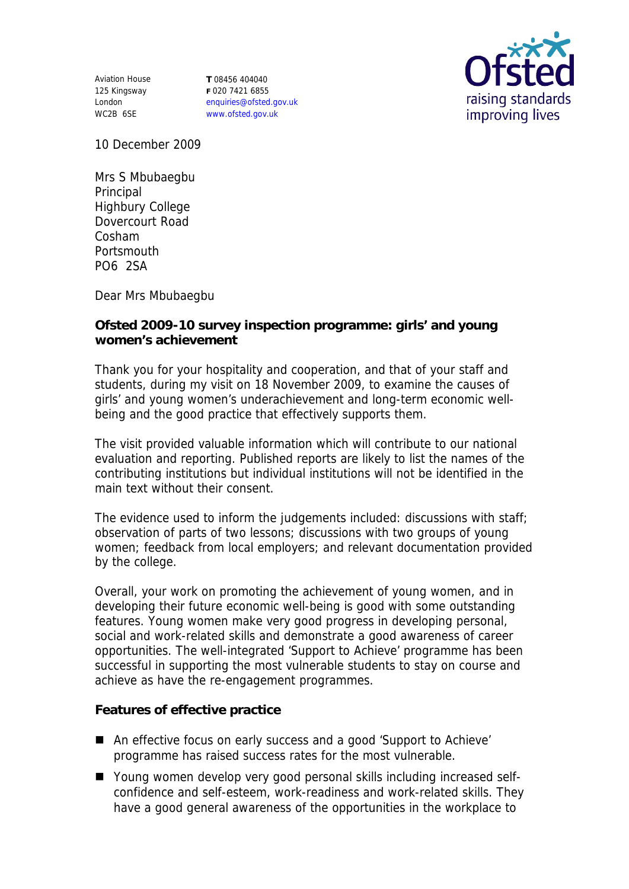Aviation House
125 Kingsway
London
WC2B 6SE

**T** 08456 404040
**F** 020 7421 6855
enquiries@ofsted.gov.uk
www.ofsted.gov.uk

10 December 2009

Mrs S Mbubaegbu
Principal
Highbury College
Dovercourt Road
Cosham
Portsmouth
PO6 2SA

Dear Mrs Mbubaegbu

**Ofsted 2009-10 survey inspection programme: girls' and young women's achievement**

Thank you for your hospitality and cooperation, and that of your staff and students, during my visit on 18 November 2009, to examine the causes of girls' and young women's underachievement and long-term economic well-being and the good practice that effectively supports them.

The visit provided valuable information which will contribute to our national evaluation and reporting. Published reports are likely to list the names of the contributing institutions but individual institutions will not be identified in the main text without their consent.

The evidence used to inform the judgements included: discussions with staff; observation of parts of two lessons; discussions with two groups of young women; feedback from local employers; and relevant documentation provided by the college.

Overall, your work on promoting the achievement of young women, and in developing their future economic well-being is good with some outstanding features. Young women make very good progress in developing personal, social and work-related skills and demonstrate a good awareness of career opportunities. The well-integrated 'Support to Achieve' programme has been successful in supporting the most vulnerable students to stay on course and achieve as have the re-engagement programmes.

**Features of effective practice**

- An effective focus on early success and a good 'Support to Achieve' programme has raised success rates for the most vulnerable.
- Young women develop very good personal skills including increased self-confidence and self-esteem, work-readiness and work-related skills. They have a good general awareness of the opportunities in the workplace to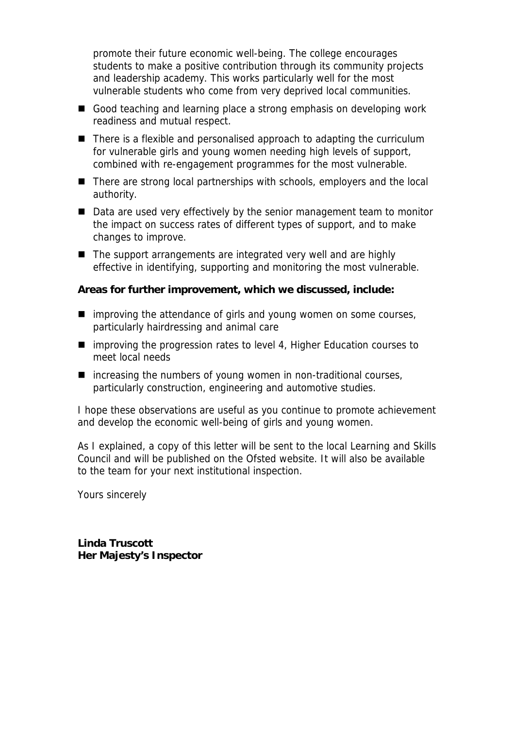promote their future economic well-being. The college encourages students to make a positive contribution through its community projects and leadership academy. This works particularly well for the most vulnerable students who come from very deprived local communities.

- Good teaching and learning place a strong emphasis on developing work readiness and mutual respect.
- There is a flexible and personalised approach to adapting the curriculum for vulnerable girls and young women needing high levels of support, combined with re-engagement programmes for the most vulnerable.
- There are strong local partnerships with schools, employers and the local authority.
- Data are used very effectively by the senior management team to monitor the impact on success rates of different types of support, and to make changes to improve.
- The support arrangements are integrated very well and are highly effective in identifying, supporting and monitoring the most vulnerable.

**Areas for further improvement, which we discussed, include:**

- improving the attendance of girls and young women on some courses, particularly hairdressing and animal care
- improving the progression rates to level 4, Higher Education courses to meet local needs
- increasing the numbers of young women in non-traditional courses, particularly construction, engineering and automotive studies.

I hope these observations are useful as you continue to promote achievement and develop the economic well-being of girls and young women.

As I explained, a copy of this letter will be sent to the local Learning and Skills Council and will be published on the Ofsted website. It will also be available to the team for your next institutional inspection.

Yours sincerely

**Linda Truscott**
**Her Majesty's Inspector**